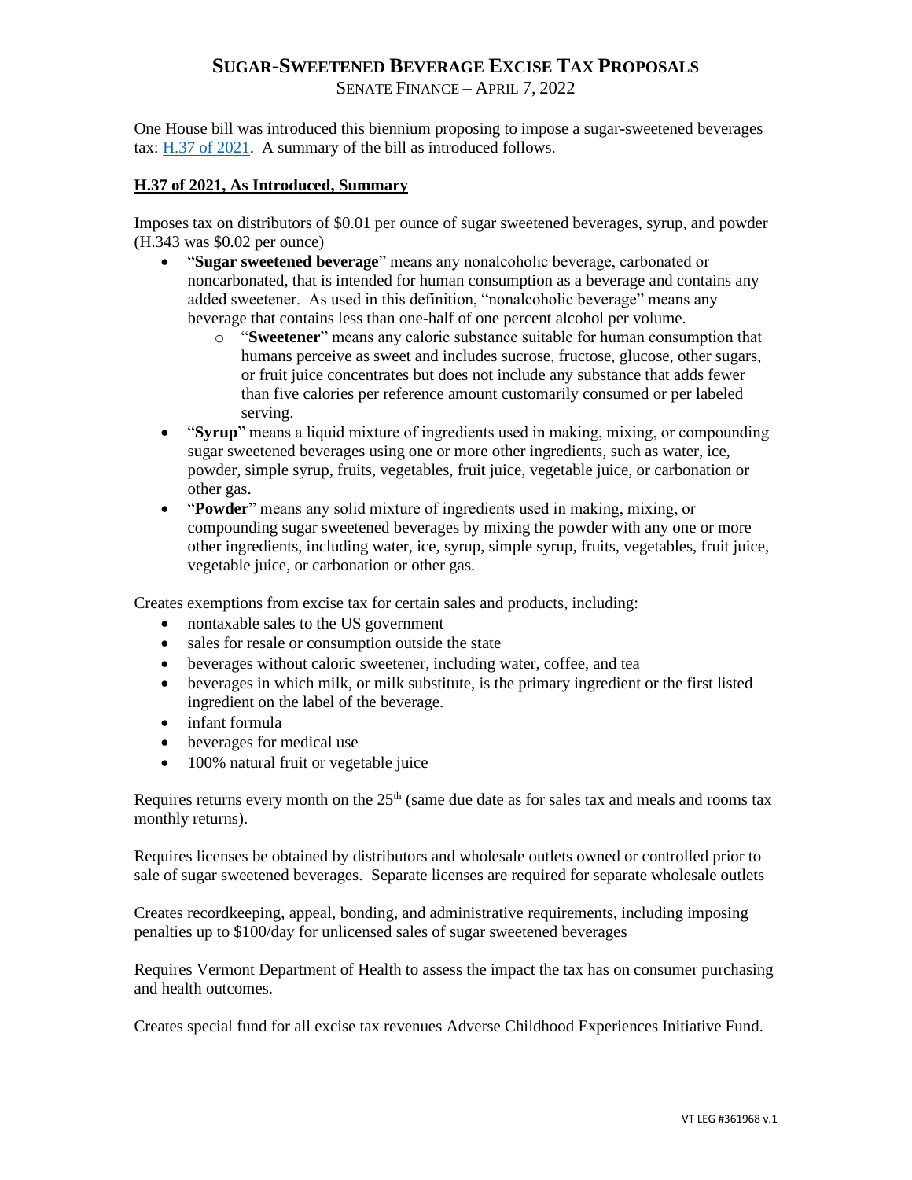# SUGAR-SWEETENED BEVERAGE EXCISE TAX PROPOSALS

SENATE FINANCE – APRIL 7, 2022

One House bill was introduced this biennium proposing to impose a sugar-sweetened beverages tax: H.37 of 2021. A summary of the bill as introduced follows.

## H.37 of 2021, As Introduced, Summary

Imposes tax on distributors of $0.01 per ounce of sugar sweetened beverages, syrup, and powder (H.343 was $0.02 per ounce)

- "**Sugar sweetened beverage**" means any nonalcoholic beverage, carbonated or noncarbonated, that is intended for human consumption as a beverage and contains any added sweetener. As used in this definition, "nonalcoholic beverage" means any beverage that contains less than one-half of one percent alcohol per volume.
    - "**Sweetener**" means any caloric substance suitable for human consumption that humans perceive as sweet and includes sucrose, fructose, glucose, other sugars, or fruit juice concentrates but does not include any substance that adds fewer than five calories per reference amount customarily consumed or per labeled serving.
- "**Syrup**" means a liquid mixture of ingredients used in making, mixing, or compounding sugar sweetened beverages using one or more other ingredients, such as water, ice, powder, simple syrup, fruits, vegetables, fruit juice, vegetable juice, or carbonation or other gas.
- "**Powder**" means any solid mixture of ingredients used in making, mixing, or compounding sugar sweetened beverages by mixing the powder with any one or more other ingredients, including water, ice, syrup, simple syrup, fruits, vegetables, fruit juice, vegetable juice, or carbonation or other gas.

Creates exemptions from excise tax for certain sales and products, including:

- nontaxable sales to the US government
- sales for resale or consumption outside the state
- beverages without caloric sweetener, including water, coffee, and tea
- beverages in which milk, or milk substitute, is the primary ingredient or the first listed ingredient on the label of the beverage.
- infant formula
- beverages for medical use
- 100% natural fruit or vegetable juice

Requires returns every month on the 25th (same due date as for sales tax and meals and rooms tax monthly returns).

Requires licenses be obtained by distributors and wholesale outlets owned or controlled prior to sale of sugar sweetened beverages. Separate licenses are required for separate wholesale outlets

Creates recordkeeping, appeal, bonding, and administrative requirements, including imposing penalties up to $100/day for unlicensed sales of sugar sweetened beverages

Requires Vermont Department of Health to assess the impact the tax has on consumer purchasing and health outcomes.

Creates special fund for all excise tax revenues Adverse Childhood Experiences Initiative Fund.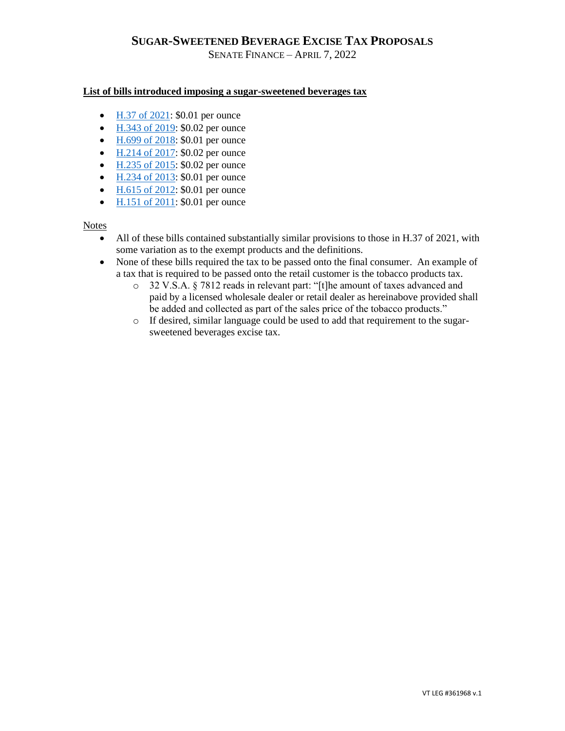# Sugar-Sweetened Beverage Excise Tax Proposals

Senate Finance – April 7, 2022

**List of bills introduced imposing a sugar-sweetened beverages tax**

- H.37 of 2021: $0.01 per ounce
- H.343 of 2019: $0.02 per ounce
- H.699 of 2018: $0.01 per ounce
- H.214 of 2017: $0.02 per ounce
- H.235 of 2015: $0.02 per ounce
- H.234 of 2013: $0.01 per ounce
- H.615 of 2012: $0.01 per ounce
- H.151 of 2011: $0.01 per ounce

Notes

- All of these bills contained substantially similar provisions to those in H.37 of 2021, with some variation as to the exempt products and the definitions.
- None of these bills required the tax to be passed onto the final consumer. An example of a tax that is required to be passed onto the retail customer is the tobacco products tax.
  - 32 V.S.A. § 7812 reads in relevant part: "[t]he amount of taxes advanced and paid by a licensed wholesale dealer or retail dealer as hereinabove provided shall be added and collected as part of the sales price of the tobacco products."
  - If desired, similar language could be used to add that requirement to the sugar-sweetened beverages excise tax.

VT LEG #361968 v.1